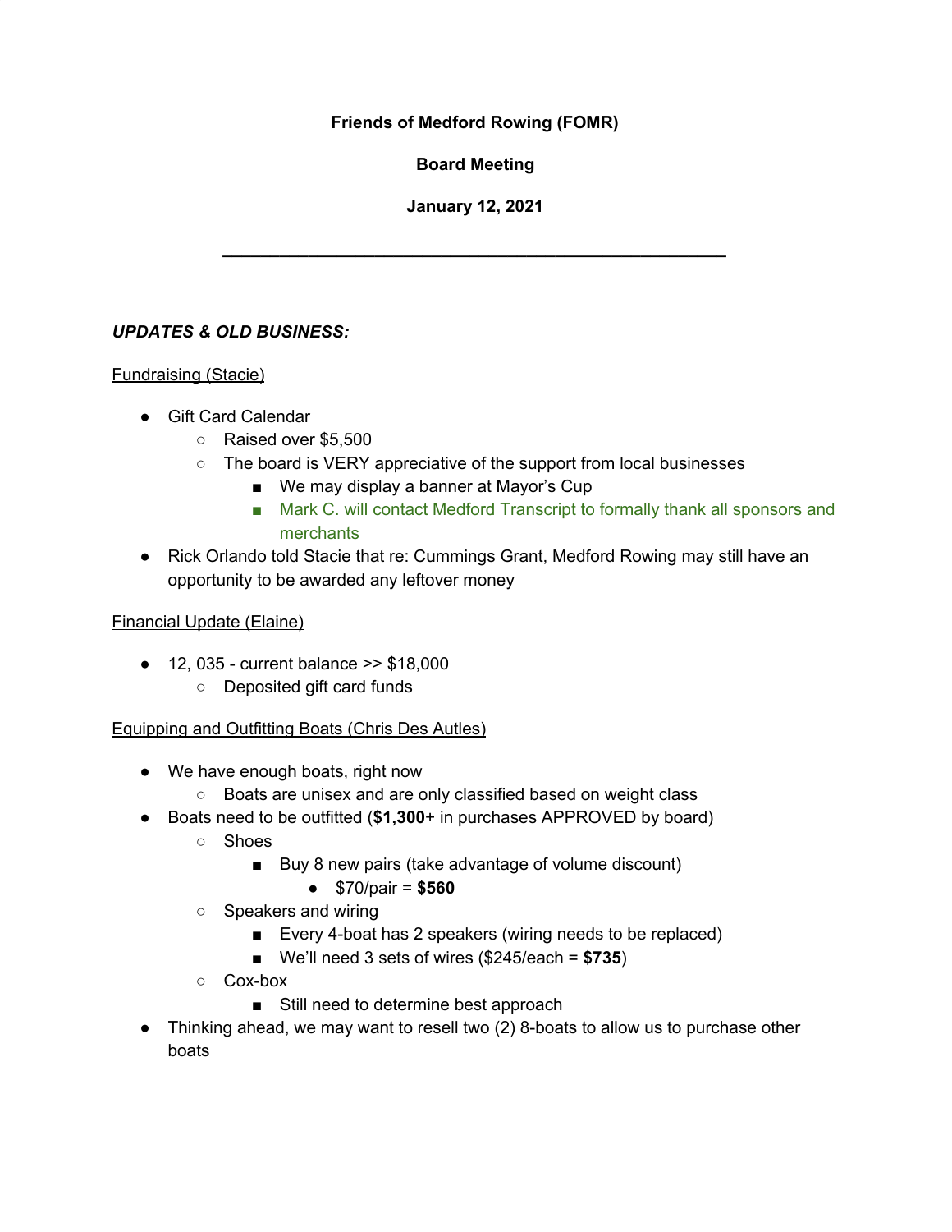**Friends of Medford Rowing (FOMR)**

**Board Meeting**

**January 12, 2021**

---

***UPDATES & OLD BUSINESS:***

Fundraising (Stacie)

- Gift Card Calendar
  - Raised over $5,500
  - The board is VERY appreciative of the support from local businesses
    - We may display a banner at Mayor's Cup
    - Mark C. will contact Medford Transcript to formally thank all sponsors and merchants
- Rick Orlando told Stacie that re: Cummings Grant, Medford Rowing may still have an opportunity to be awarded any leftover money

Financial Update (Elaine)

- 12, 035 - current balance >> $18,000
  - Deposited gift card funds

Equipping and Outfitting Boats (Chris Des Autles)

- We have enough boats, right now
  - Boats are unisex and are only classified based on weight class
- Boats need to be outfitted (**$1,300**+ in purchases APPROVED by board)
  - Shoes
    - Buy 8 new pairs (take advantage of volume discount)
      - $70/pair = **$560**
  - Speakers and wiring
    - Every 4-boat has 2 speakers (wiring needs to be replaced)
    - We'll need 3 sets of wires ($245/each = **$735**)
  - Cox-box
    - Still need to determine best approach
- Thinking ahead, we may want to resell two (2) 8-boats to allow us to purchase other boats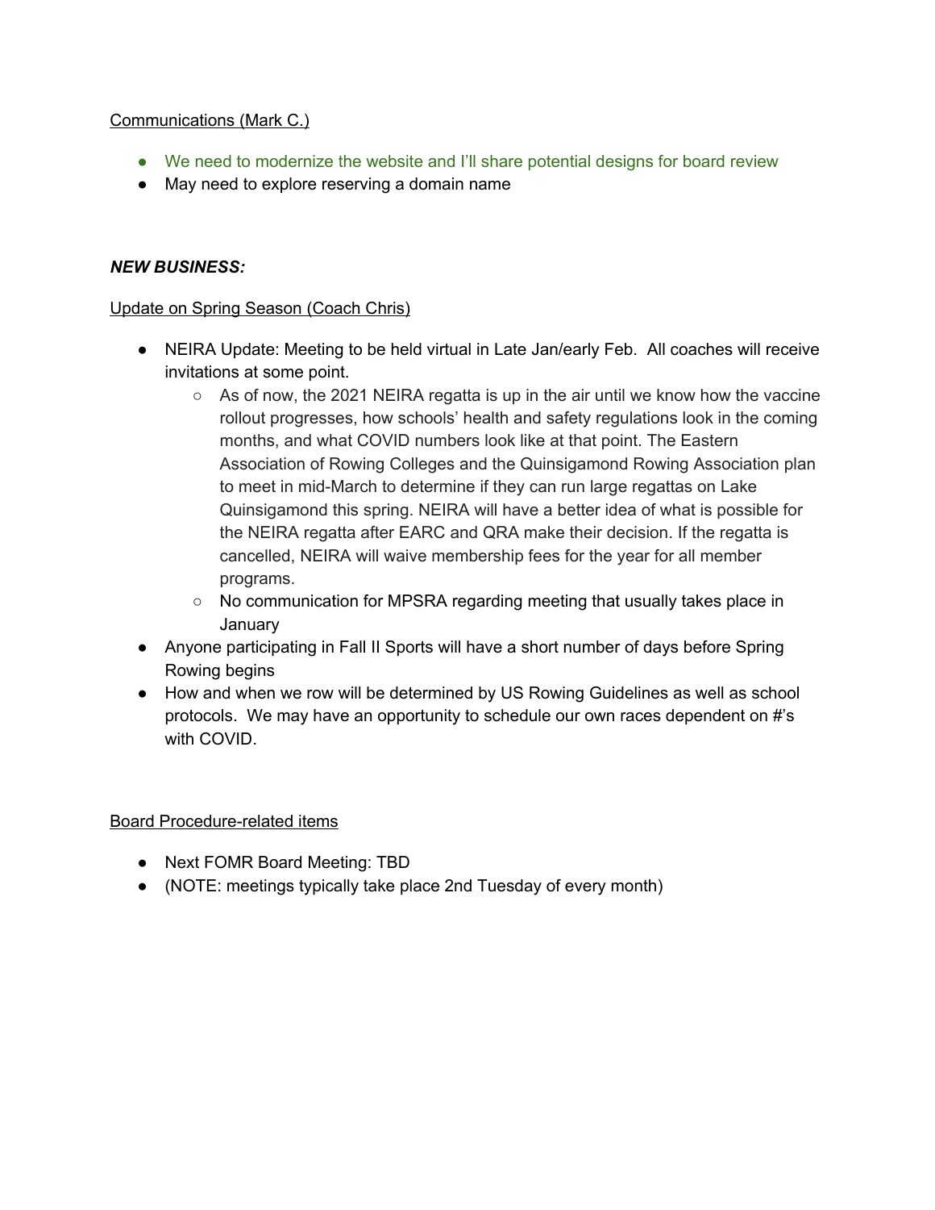Communications (Mark C.)

- We need to modernize the website and I'll share potential designs for board review
- May need to explore reserving a domain name

***NEW BUSINESS:***

Update on Spring Season (Coach Chris)

- NEIRA Update: Meeting to be held virtual in Late Jan/early Feb. All coaches will receive invitations at some point.
  - As of now, the 2021 NEIRA regatta is up in the air until we know how the vaccine rollout progresses, how schools' health and safety regulations look in the coming months, and what COVID numbers look like at that point. The Eastern Association of Rowing Colleges and the Quinsigamond Rowing Association plan to meet in mid-March to determine if they can run large regattas on Lake Quinsigamond this spring. NEIRA will have a better idea of what is possible for the NEIRA regatta after EARC and QRA make their decision. If the regatta is cancelled, NEIRA will waive membership fees for the year for all member programs.
  - No communication for MPSRA regarding meeting that usually takes place in January
- Anyone participating in Fall II Sports will have a short number of days before Spring Rowing begins
- How and when we row will be determined by US Rowing Guidelines as well as school protocols. We may have an opportunity to schedule our own races dependent on #'s with COVID.

Board Procedure-related items

- Next FOMR Board Meeting: TBD
- (NOTE: meetings typically take place 2nd Tuesday of every month)